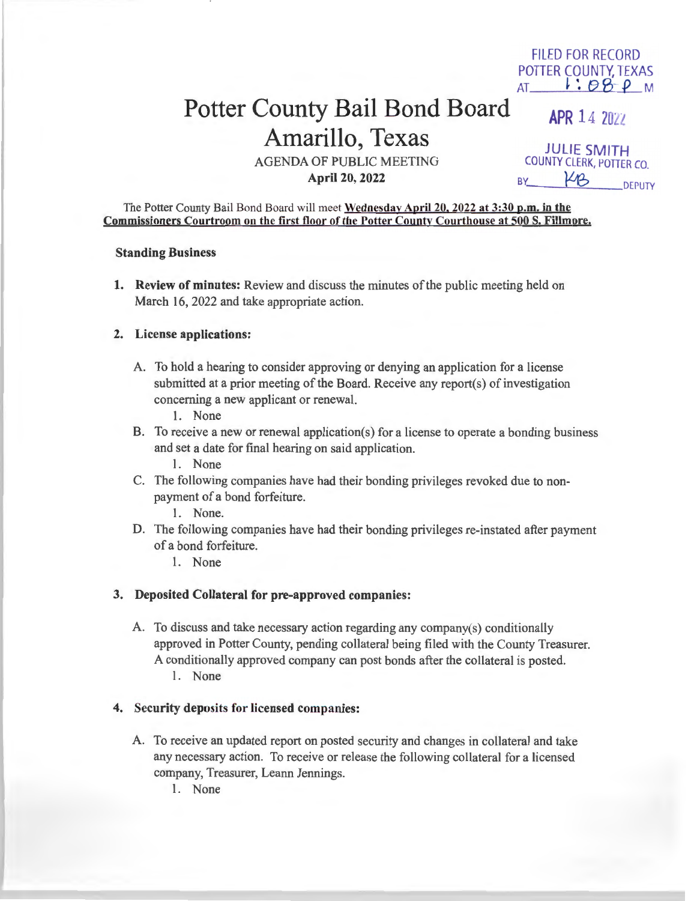FILED FOR RECORD
POTTER COUNTY, TEXAS
AT 1:08 P M

APR 14 2022

JULIE SMITH
COUNTY CLERK, POTTER CO.
BY KB DEPUTY

# Potter County Bail Bond Board
# Amarillo, Texas

AGENDA OF PUBLIC MEETING
**April 20, 2022**

The Potter County Bail Bond Board will meet **Wednesday April 20, 2022 at 3:30 p.m. in the Commissioners Courtroom on the first floor of the Potter County Courthouse at 500 S. Fillmore.**

**Standing Business**

1. **Review of minutes:** Review and discuss the minutes of the public meeting held on March 16, 2022 and take appropriate action.

2. **License applications:**

   A. To hold a hearing to consider approving or denying an application for a license submitted at a prior meeting of the Board. Receive any report(s) of investigation concerning a new applicant or renewal.
      1. None

   B. To receive a new or renewal application(s) for a license to operate a bonding business and set a date for final hearing on said application.
      1. None

   C. The following companies have had their bonding privileges revoked due to non-payment of a bond forfeiture.
      1. None.

   D. The following companies have had their bonding privileges re-instated after payment of a bond forfeiture.
      1. None

3. **Deposited Collateral for pre-approved companies:**

   A. To discuss and take necessary action regarding any company(s) conditionally approved in Potter County, pending collateral being filed with the County Treasurer. A conditionally approved company can post bonds after the collateral is posted.
      1. None

4. **Security deposits for licensed companies:**

   A. To receive an updated report on posted security and changes in collateral and take any necessary action. To receive or release the following collateral for a licensed company, Treasurer, Leann Jennings.
      1. None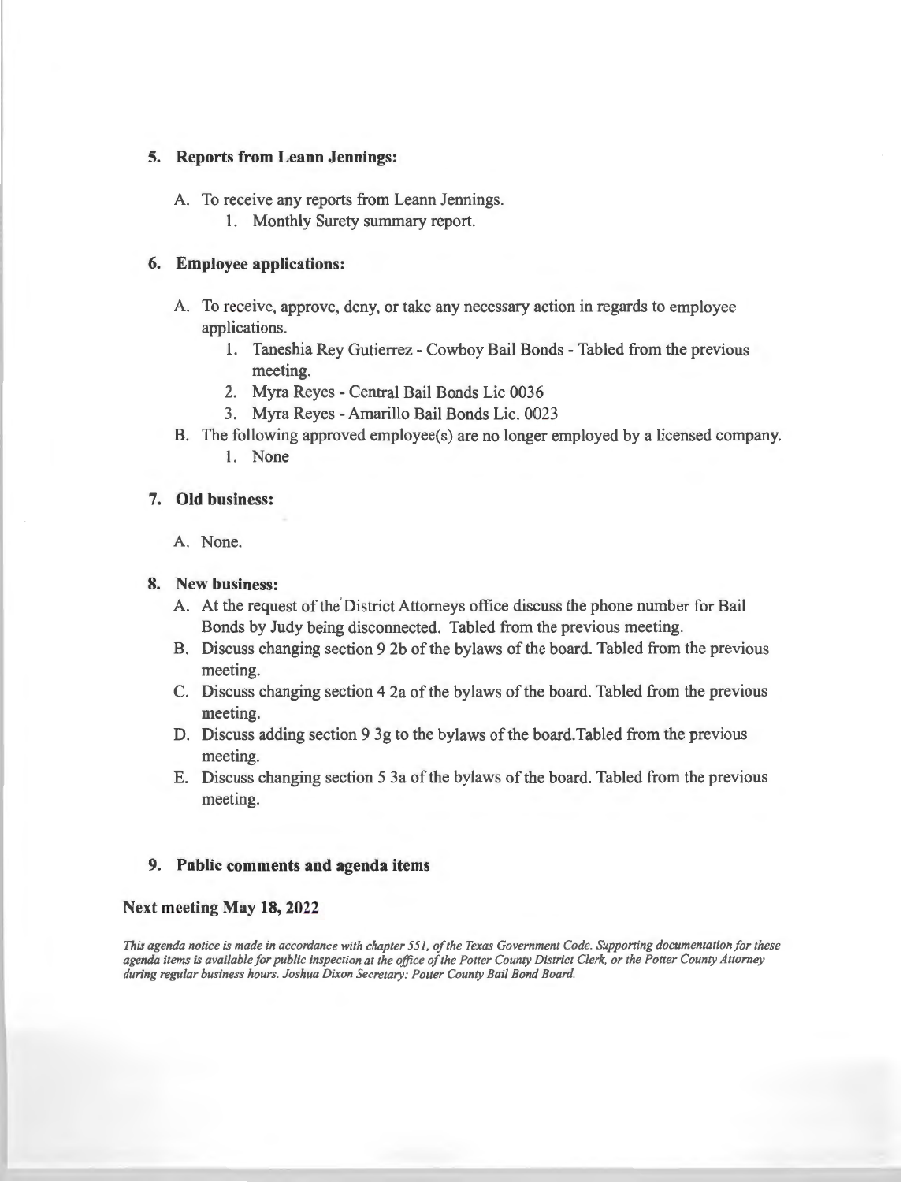5. **Reports from Leann Jennings:**

   A. To receive any reports from Leann Jennings.
      1. Monthly Surety summary report.

6. **Employee applications:**

   A. To receive, approve, deny, or take any necessary action in regards to employee applications.
      1. Taneshia Rey Gutierrez - Cowboy Bail Bonds - Tabled from the previous meeting.
      2. Myra Reyes - Central Bail Bonds Lic 0036
      3. Myra Reyes - Amarillo Bail Bonds Lic. 0023

   B. The following approved employee(s) are no longer employed by a licensed company.
      1. None

7. **Old business:**

   A. None.

8. **New business:**

   A. At the request of the District Attorneys office discuss the phone number for Bail Bonds by Judy being disconnected. Tabled from the previous meeting.

   B. Discuss changing section 9 2b of the bylaws of the board. Tabled from the previous meeting.

   C. Discuss changing section 4 2a of the bylaws of the board. Tabled from the previous meeting.

   D. Discuss adding section 9 3g to the bylaws of the board.Tabled from the previous meeting.

   E. Discuss changing section 5 3a of the bylaws of the board. Tabled from the previous meeting.

9. **Public comments and agenda items**

**Next meeting May 18, 2022**

*This agenda notice is made in accordance with chapter 551, of the Texas Government Code. Supporting documentation for these agenda items is available for public inspection at the office of the Potter County District Clerk, or the Potter County Attorney during regular business hours. Joshua Dixon Secretary: Potter County Bail Bond Board.*